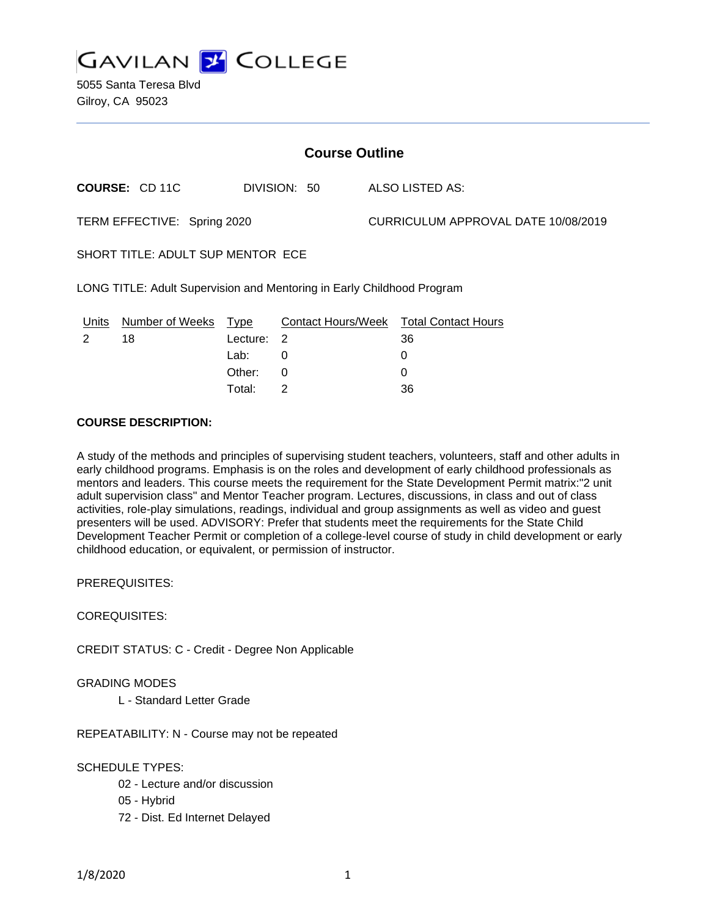# GAVILAN COLLEGE

5055 Santa Teresa Blvd
Gilroy, CA 95023

## Course Outline

**COURSE:** CD 11C DIVISION: 50 ALSO LISTED AS:

TERM EFFECTIVE: Spring 2020 CURRICULUM APPROVAL DATE 10/08/2019

SHORT TITLE: ADULT SUP MENTOR ECE

LONG TITLE: Adult Supervision and Mentoring in Early Childhood Program

| Units | Number of Weeks | Type | Contact Hours/Week | Total Contact Hours |
|---|---|---|---|---|
| 2 | 18 | Lecture: | 2 | 36 |
| | | Lab: | 0 | 0 |
| | | Other: | 0 | 0 |
| | | Total: | 2 | 36 |

**COURSE DESCRIPTION:**

A study of the methods and principles of supervising student teachers, volunteers, staff and other adults in early childhood programs. Emphasis is on the roles and development of early childhood professionals as mentors and leaders. This course meets the requirement for the State Development Permit matrix:"2 unit adult supervision class" and Mentor Teacher program. Lectures, discussions, in class and out of class activities, role-play simulations, readings, individual and group assignments as well as video and guest presenters will be used. ADVISORY: Prefer that students meet the requirements for the State Child Development Teacher Permit or completion of a college-level course of study in child development or early childhood education, or equivalent, or permission of instructor.

PREREQUISITES:

COREQUISITES:

CREDIT STATUS: C - Credit - Degree Non Applicable

GRADING MODES

L - Standard Letter Grade

REPEATABILITY: N - Course may not be repeated

SCHEDULE TYPES:

02 - Lecture and/or discussion
05 - Hybrid
72 - Dist. Ed Internet Delayed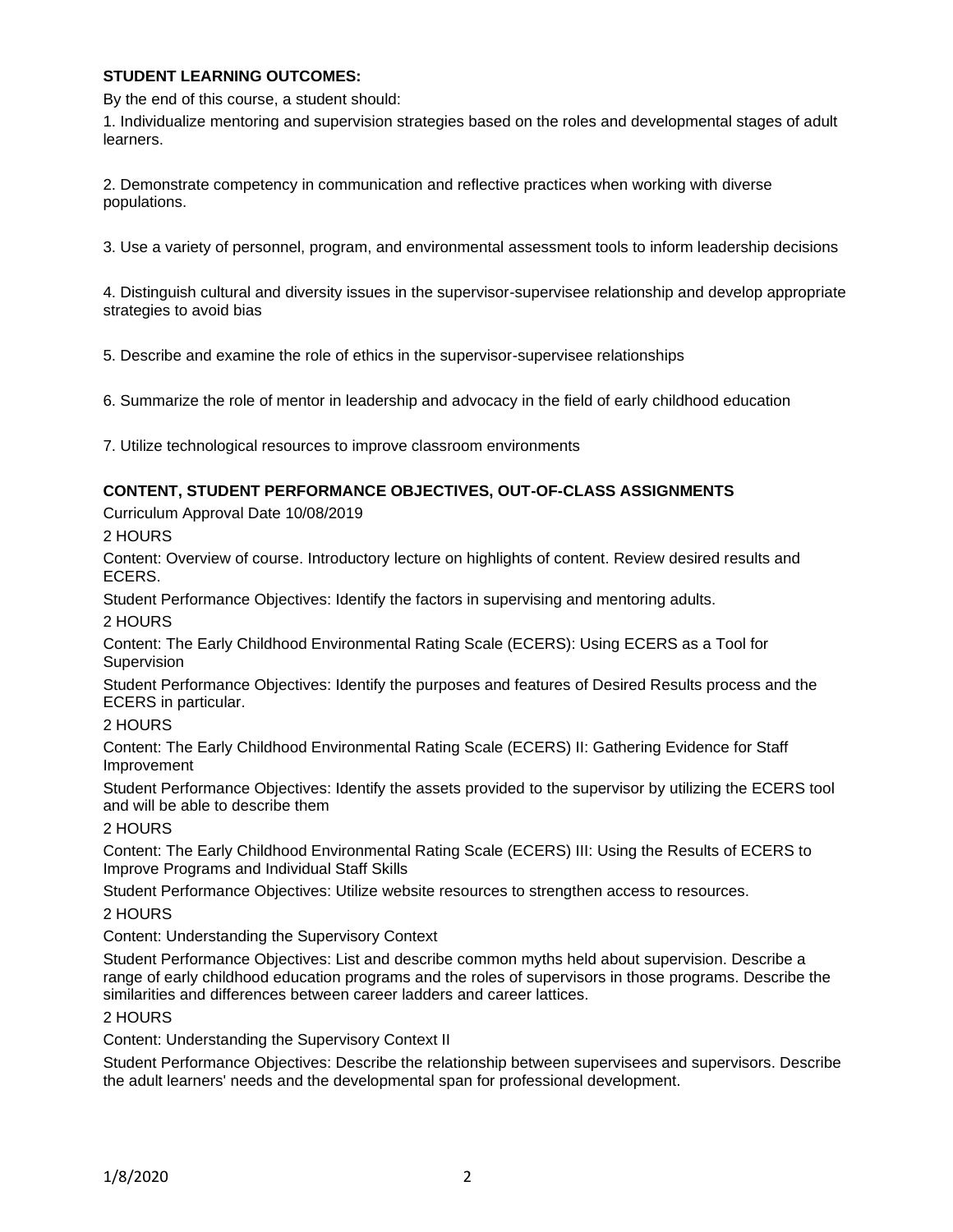**STUDENT LEARNING OUTCOMES:**

By the end of this course, a student should:

1. Individualize mentoring and supervision strategies based on the roles and developmental stages of adult learners.

2. Demonstrate competency in communication and reflective practices when working with diverse populations.

3. Use a variety of personnel, program, and environmental assessment tools to inform leadership decisions

4. Distinguish cultural and diversity issues in the supervisor-supervisee relationship and develop appropriate strategies to avoid bias

5. Describe and examine the role of ethics in the supervisor-supervisee relationships

6. Summarize the role of mentor in leadership and advocacy in the field of early childhood education

7. Utilize technological resources to improve classroom environments

**CONTENT, STUDENT PERFORMANCE OBJECTIVES, OUT-OF-CLASS ASSIGNMENTS**

Curriculum Approval Date 10/08/2019

2 HOURS

Content: Overview of course. Introductory lecture on highlights of content. Review desired results and ECERS.

Student Performance Objectives: Identify the factors in supervising and mentoring adults.

2 HOURS

Content: The Early Childhood Environmental Rating Scale (ECERS): Using ECERS as a Tool for Supervision

Student Performance Objectives: Identify the purposes and features of Desired Results process and the ECERS in particular.

2 HOURS

Content: The Early Childhood Environmental Rating Scale (ECERS) II: Gathering Evidence for Staff Improvement

Student Performance Objectives: Identify the assets provided to the supervisor by utilizing the ECERS tool and will be able to describe them

2 HOURS

Content: The Early Childhood Environmental Rating Scale (ECERS) III: Using the Results of ECERS to Improve Programs and Individual Staff Skills

Student Performance Objectives: Utilize website resources to strengthen access to resources.

2 HOURS

Content: Understanding the Supervisory Context

Student Performance Objectives: List and describe common myths held about supervision. Describe a range of early childhood education programs and the roles of supervisors in those programs. Describe the similarities and differences between career ladders and career lattices.

2 HOURS

Content: Understanding the Supervisory Context II

Student Performance Objectives: Describe the relationship between supervisees and supervisors. Describe the adult learners' needs and the developmental span for professional development.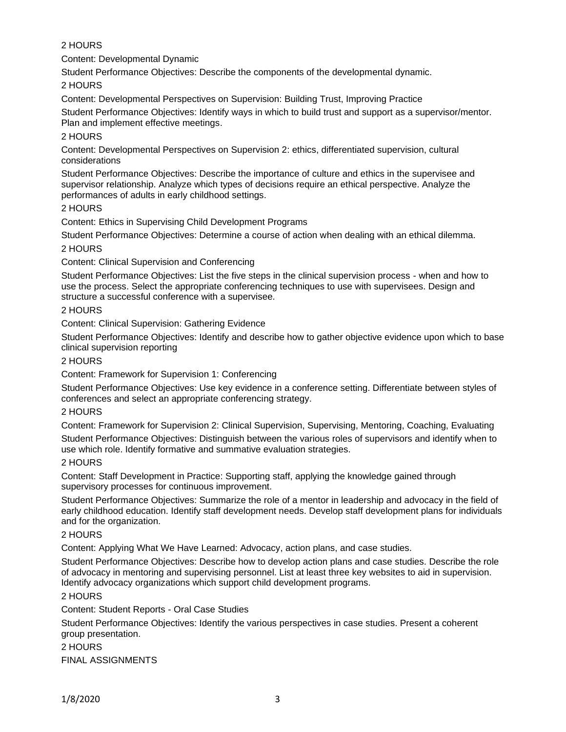2 HOURS

Content: Developmental Dynamic

Student Performance Objectives: Describe the components of the developmental dynamic.

2 HOURS

Content: Developmental Perspectives on Supervision: Building Trust, Improving Practice

Student Performance Objectives: Identify ways in which to build trust and support as a supervisor/mentor. Plan and implement effective meetings.

2 HOURS

Content: Developmental Perspectives on Supervision 2: ethics, differentiated supervision, cultural considerations

Student Performance Objectives: Describe the importance of culture and ethics in the supervisee and supervisor relationship. Analyze which types of decisions require an ethical perspective. Analyze the performances of adults in early childhood settings.

2 HOURS

Content: Ethics in Supervising Child Development Programs

Student Performance Objectives: Determine a course of action when dealing with an ethical dilemma.

2 HOURS

Content: Clinical Supervision and Conferencing

Student Performance Objectives: List the five steps in the clinical supervision process - when and how to use the process. Select the appropriate conferencing techniques to use with supervisees. Design and structure a successful conference with a supervisee.

2 HOURS

Content: Clinical Supervision: Gathering Evidence

Student Performance Objectives: Identify and describe how to gather objective evidence upon which to base clinical supervision reporting

2 HOURS

Content: Framework for Supervision 1: Conferencing

Student Performance Objectives: Use key evidence in a conference setting. Differentiate between styles of conferences and select an appropriate conferencing strategy.

2 HOURS

Content: Framework for Supervision 2: Clinical Supervision, Supervising, Mentoring, Coaching, Evaluating

Student Performance Objectives: Distinguish between the various roles of supervisors and identify when to use which role. Identify formative and summative evaluation strategies.

2 HOURS

Content: Staff Development in Practice: Supporting staff, applying the knowledge gained through supervisory processes for continuous improvement.

Student Performance Objectives: Summarize the role of a mentor in leadership and advocacy in the field of early childhood education. Identify staff development needs. Develop staff development plans for individuals and for the organization.

2 HOURS

Content: Applying What We Have Learned: Advocacy, action plans, and case studies.

Student Performance Objectives: Describe how to develop action plans and case studies. Describe the role of advocacy in mentoring and supervising personnel. List at least three key websites to aid in supervision. Identify advocacy organizations which support child development programs.

2 HOURS

Content: Student Reports - Oral Case Studies

Student Performance Objectives: Identify the various perspectives in case studies. Present a coherent group presentation.

2 HOURS

FINAL ASSIGNMENTS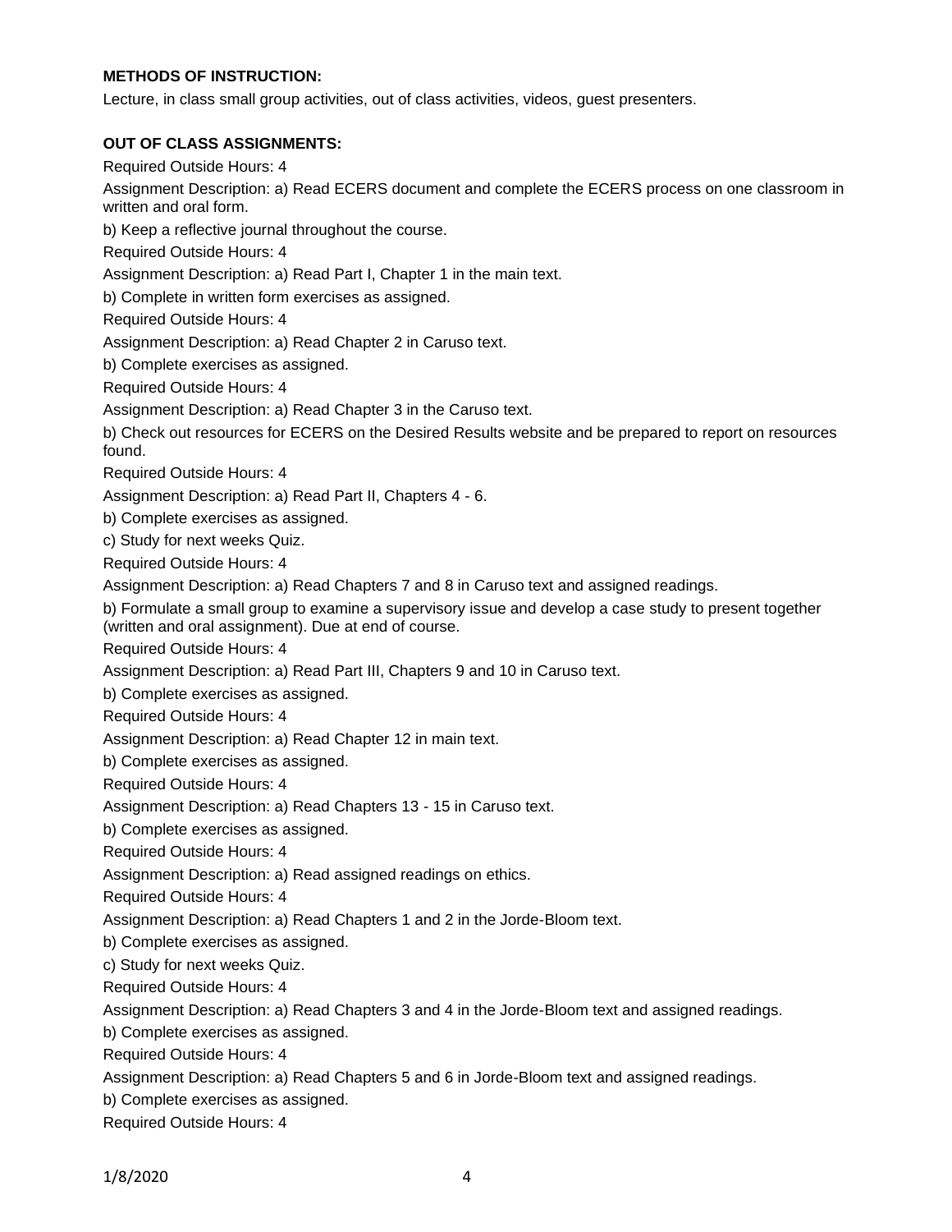**METHODS OF INSTRUCTION:**

Lecture, in class small group activities, out of class activities, videos, guest presenters.

**OUT OF CLASS ASSIGNMENTS:**

Required Outside Hours: 4

Assignment Description: a) Read ECERS document and complete the ECERS process on one classroom in written and oral form.

b) Keep a reflective journal throughout the course.

Required Outside Hours: 4

Assignment Description: a) Read Part I, Chapter 1 in the main text.

b) Complete in written form exercises as assigned.

Required Outside Hours: 4

Assignment Description: a) Read Chapter 2 in Caruso text.

b) Complete exercises as assigned.

Required Outside Hours: 4

Assignment Description: a) Read Chapter 3 in the Caruso text.

b) Check out resources for ECERS on the Desired Results website and be prepared to report on resources found.

Required Outside Hours: 4

Assignment Description: a) Read Part II, Chapters 4 - 6.

b) Complete exercises as assigned.

c) Study for next weeks Quiz.

Required Outside Hours: 4

Assignment Description: a) Read Chapters 7 and 8 in Caruso text and assigned readings.

b) Formulate a small group to examine a supervisory issue and develop a case study to present together (written and oral assignment). Due at end of course.

Required Outside Hours: 4

Assignment Description: a) Read Part III, Chapters 9 and 10 in Caruso text.

b) Complete exercises as assigned.

Required Outside Hours: 4

Assignment Description: a) Read Chapter 12 in main text.

b) Complete exercises as assigned.

Required Outside Hours: 4

Assignment Description: a) Read Chapters 13 - 15 in Caruso text.

b) Complete exercises as assigned.

Required Outside Hours: 4

Assignment Description: a) Read assigned readings on ethics.

Required Outside Hours: 4

Assignment Description: a) Read Chapters 1 and 2 in the Jorde-Bloom text.

b) Complete exercises as assigned.

c) Study for next weeks Quiz.

Required Outside Hours: 4

Assignment Description: a) Read Chapters 3 and 4 in the Jorde-Bloom text and assigned readings.

b) Complete exercises as assigned.

Required Outside Hours: 4

Assignment Description: a) Read Chapters 5 and 6 in Jorde-Bloom text and assigned readings.

b) Complete exercises as assigned.

Required Outside Hours: 4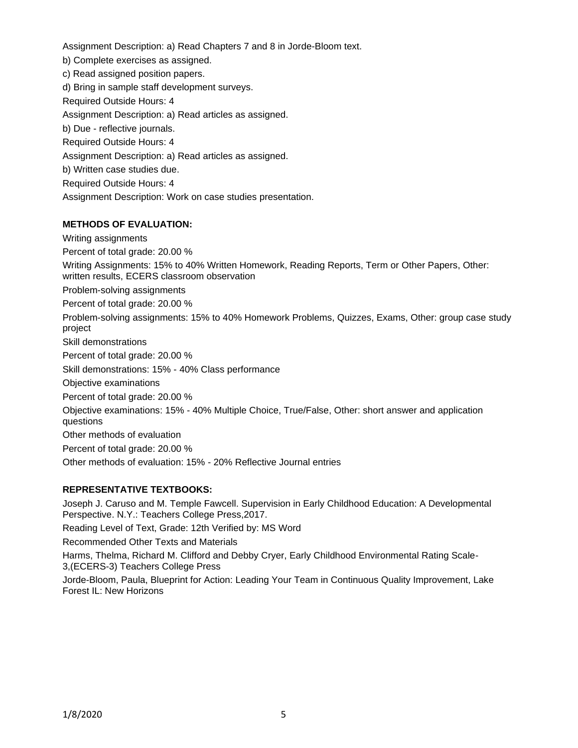Assignment Description: a) Read Chapters 7 and 8 in Jorde-Bloom text.

b) Complete exercises as assigned.

c) Read assigned position papers.

d) Bring in sample staff development surveys.

Required Outside Hours: 4

Assignment Description: a) Read articles as assigned.

b) Due - reflective journals.

Required Outside Hours: 4

Assignment Description: a) Read articles as assigned.

b) Written case studies due.

Required Outside Hours: 4

Assignment Description: Work on case studies presentation.

**METHODS OF EVALUATION:**

Writing assignments

Percent of total grade: 20.00 %

Writing Assignments: 15% to 40% Written Homework, Reading Reports, Term or Other Papers, Other: written results, ECERS classroom observation

Problem-solving assignments

Percent of total grade: 20.00 %

Problem-solving assignments: 15% to 40% Homework Problems, Quizzes, Exams, Other: group case study project

Skill demonstrations

Percent of total grade: 20.00 %

Skill demonstrations: 15% - 40% Class performance

Objective examinations

Percent of total grade: 20.00 %

Objective examinations: 15% - 40% Multiple Choice, True/False, Other: short answer and application questions

Other methods of evaluation

Percent of total grade: 20.00 %

Other methods of evaluation: 15% - 20% Reflective Journal entries

**REPRESENTATIVE TEXTBOOKS:**

Joseph J. Caruso and M. Temple Fawcell. Supervision in Early Childhood Education: A Developmental Perspective. N.Y.: Teachers College Press,2017.

Reading Level of Text, Grade: 12th Verified by: MS Word

Recommended Other Texts and Materials

Harms, Thelma, Richard M. Clifford and Debby Cryer, Early Childhood Environmental Rating Scale-3,(ECERS-3) Teachers College Press

Jorde-Bloom, Paula, Blueprint for Action: Leading Your Team in Continuous Quality Improvement, Lake Forest IL: New Horizons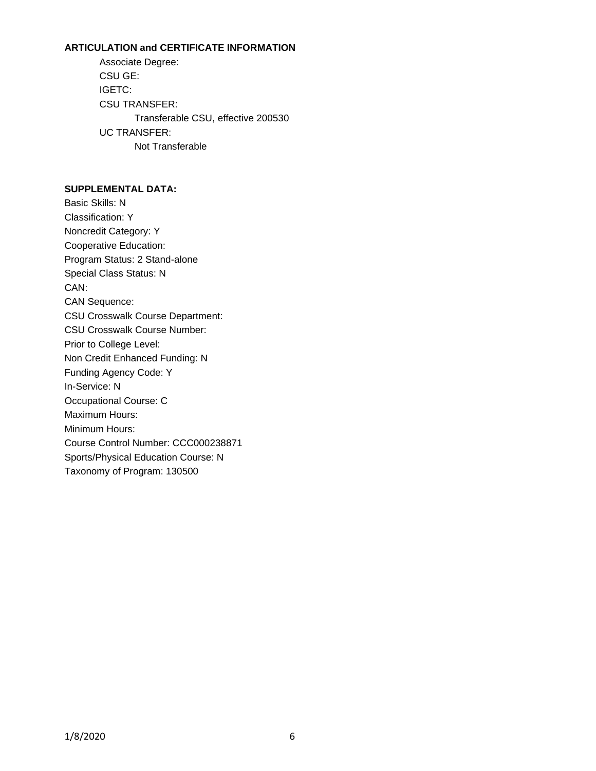**ARTICULATION and CERTIFICATE INFORMATION**

Associate Degree:

CSU GE:

IGETC:

CSU TRANSFER:

Transferable CSU, effective 200530

UC TRANSFER:

Not Transferable

**SUPPLEMENTAL DATA:**

Basic Skills: N

Classification: Y

Noncredit Category: Y

Cooperative Education:

Program Status: 2 Stand-alone

Special Class Status: N

CAN:

CAN Sequence:

CSU Crosswalk Course Department:

CSU Crosswalk Course Number:

Prior to College Level:

Non Credit Enhanced Funding: N

Funding Agency Code: Y

In-Service: N

Occupational Course: C

Maximum Hours:

Minimum Hours:

Course Control Number: CCC000238871

Sports/Physical Education Course: N

Taxonomy of Program: 130500